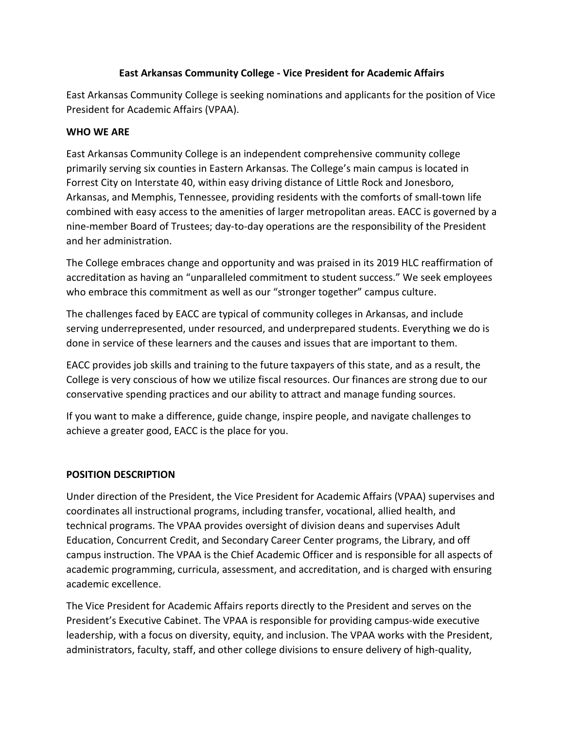# East Arkansas Community College - Vice President for Academic Affairs

East Arkansas Community College is seeking nominations and applicants for the position of Vice President for Academic Affairs (VPAA).

## WHO WE ARE

East Arkansas Community College is an independent comprehensive community college primarily serving six counties in Eastern Arkansas. The College's main campus is located in Forrest City on Interstate 40, within easy driving distance of Little Rock and Jonesboro, Arkansas, and Memphis, Tennessee, providing residents with the comforts of small-town life combined with easy access to the amenities of larger metropolitan areas. EACC is governed by a nine-member Board of Trustees; day-to-day operations are the responsibility of the President and her administration.

The College embraces change and opportunity and was praised in its 2019 HLC reaffirmation of accreditation as having an "unparalleled commitment to student success." We seek employees who embrace this commitment as well as our "stronger together" campus culture.

The challenges faced by EACC are typical of community colleges in Arkansas, and include serving underrepresented, under resourced, and underprepared students. Everything we do is done in service of these learners and the causes and issues that are important to them.

EACC provides job skills and training to the future taxpayers of this state, and as a result, the College is very conscious of how we utilize fiscal resources. Our finances are strong due to our conservative spending practices and our ability to attract and manage funding sources.

If you want to make a difference, guide change, inspire people, and navigate challenges to achieve a greater good, EACC is the place for you.

## POSITION DESCRIPTION

Under direction of the President, the Vice President for Academic Affairs (VPAA) supervises and coordinates all instructional programs, including transfer, vocational, allied health, and technical programs. The VPAA provides oversight of division deans and supervises Adult Education, Concurrent Credit, and Secondary Career Center programs, the Library, and off campus instruction. The VPAA is the Chief Academic Officer and is responsible for all aspects of academic programming, curricula, assessment, and accreditation, and is charged with ensuring academic excellence.

The Vice President for Academic Affairs reports directly to the President and serves on the President's Executive Cabinet. The VPAA is responsible for providing campus-wide executive leadership, with a focus on diversity, equity, and inclusion. The VPAA works with the President, administrators, faculty, staff, and other college divisions to ensure delivery of high-quality,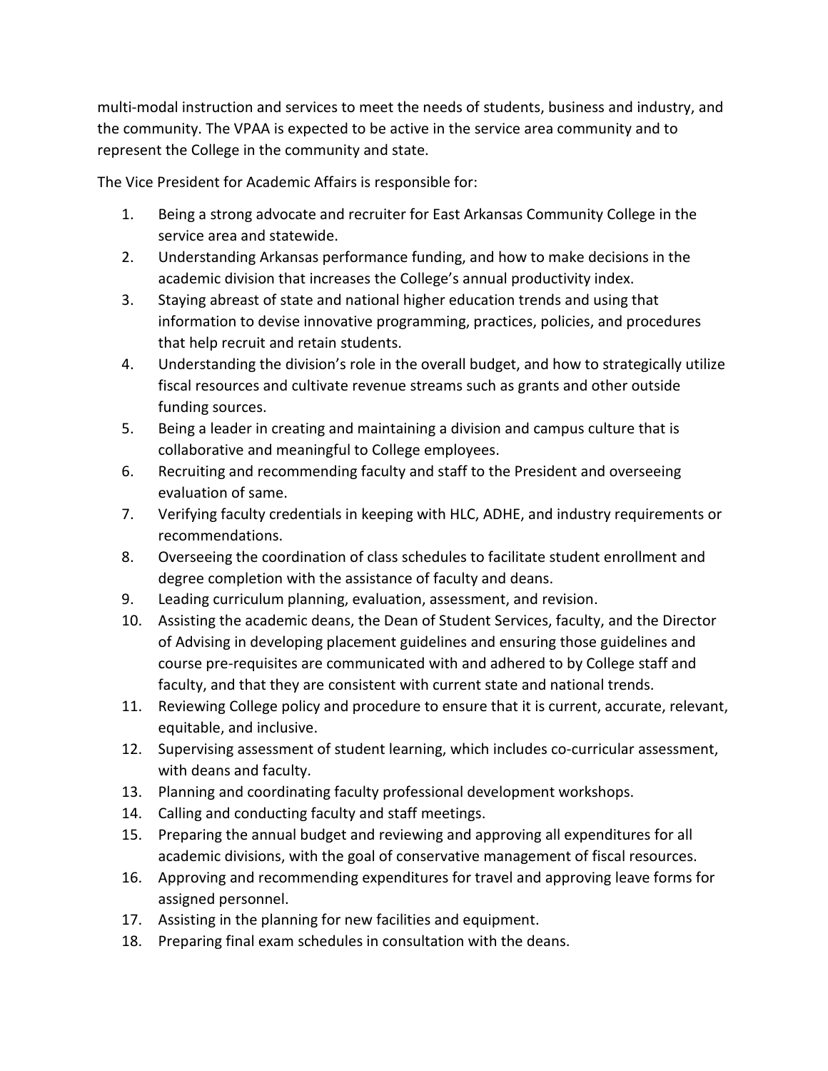multi-modal instruction and services to meet the needs of students, business and industry, and the community. The VPAA is expected to be active in the service area community and to represent the College in the community and state.

The Vice President for Academic Affairs is responsible for:

1. Being a strong advocate and recruiter for East Arkansas Community College in the service area and statewide.
2. Understanding Arkansas performance funding, and how to make decisions in the academic division that increases the College's annual productivity index.
3. Staying abreast of state and national higher education trends and using that information to devise innovative programming, practices, policies, and procedures that help recruit and retain students.
4. Understanding the division's role in the overall budget, and how to strategically utilize fiscal resources and cultivate revenue streams such as grants and other outside funding sources.
5. Being a leader in creating and maintaining a division and campus culture that is collaborative and meaningful to College employees.
6. Recruiting and recommending faculty and staff to the President and overseeing evaluation of same.
7. Verifying faculty credentials in keeping with HLC, ADHE, and industry requirements or recommendations.
8. Overseeing the coordination of class schedules to facilitate student enrollment and degree completion with the assistance of faculty and deans.
9. Leading curriculum planning, evaluation, assessment, and revision.
10. Assisting the academic deans, the Dean of Student Services, faculty, and the Director of Advising in developing placement guidelines and ensuring those guidelines and course pre-requisites are communicated with and adhered to by College staff and faculty, and that they are consistent with current state and national trends.
11. Reviewing College policy and procedure to ensure that it is current, accurate, relevant, equitable, and inclusive.
12. Supervising assessment of student learning, which includes co-curricular assessment, with deans and faculty.
13. Planning and coordinating faculty professional development workshops.
14. Calling and conducting faculty and staff meetings.
15. Preparing the annual budget and reviewing and approving all expenditures for all academic divisions, with the goal of conservative management of fiscal resources.
16. Approving and recommending expenditures for travel and approving leave forms for assigned personnel.
17. Assisting in the planning for new facilities and equipment.
18. Preparing final exam schedules in consultation with the deans.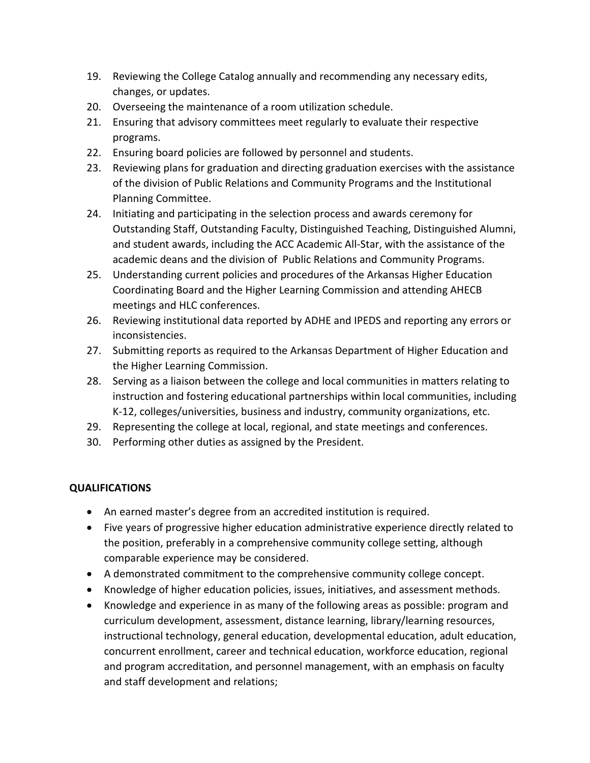19. Reviewing the College Catalog annually and recommending any necessary edits, changes, or updates.
20. Overseeing the maintenance of a room utilization schedule.
21. Ensuring that advisory committees meet regularly to evaluate their respective programs.
22. Ensuring board policies are followed by personnel and students.
23. Reviewing plans for graduation and directing graduation exercises with the assistance of the division of Public Relations and Community Programs and the Institutional Planning Committee.
24. Initiating and participating in the selection process and awards ceremony for Outstanding Staff, Outstanding Faculty, Distinguished Teaching, Distinguished Alumni, and student awards, including the ACC Academic All-Star, with the assistance of the academic deans and the division of Public Relations and Community Programs.
25. Understanding current policies and procedures of the Arkansas Higher Education Coordinating Board and the Higher Learning Commission and attending AHECB meetings and HLC conferences.
26. Reviewing institutional data reported by ADHE and IPEDS and reporting any errors or inconsistencies.
27. Submitting reports as required to the Arkansas Department of Higher Education and the Higher Learning Commission.
28. Serving as a liaison between the college and local communities in matters relating to instruction and fostering educational partnerships within local communities, including K-12, colleges/universities, business and industry, community organizations, etc.
29. Representing the college at local, regional, and state meetings and conferences.
30. Performing other duties as assigned by the President.

**QUALIFICATIONS**

- An earned master's degree from an accredited institution is required.
- Five years of progressive higher education administrative experience directly related to the position, preferably in a comprehensive community college setting, although comparable experience may be considered.
- A demonstrated commitment to the comprehensive community college concept.
- Knowledge of higher education policies, issues, initiatives, and assessment methods.
- Knowledge and experience in as many of the following areas as possible: program and curriculum development, assessment, distance learning, library/learning resources, instructional technology, general education, developmental education, adult education, concurrent enrollment, career and technical education, workforce education, regional and program accreditation, and personnel management, with an emphasis on faculty and staff development and relations;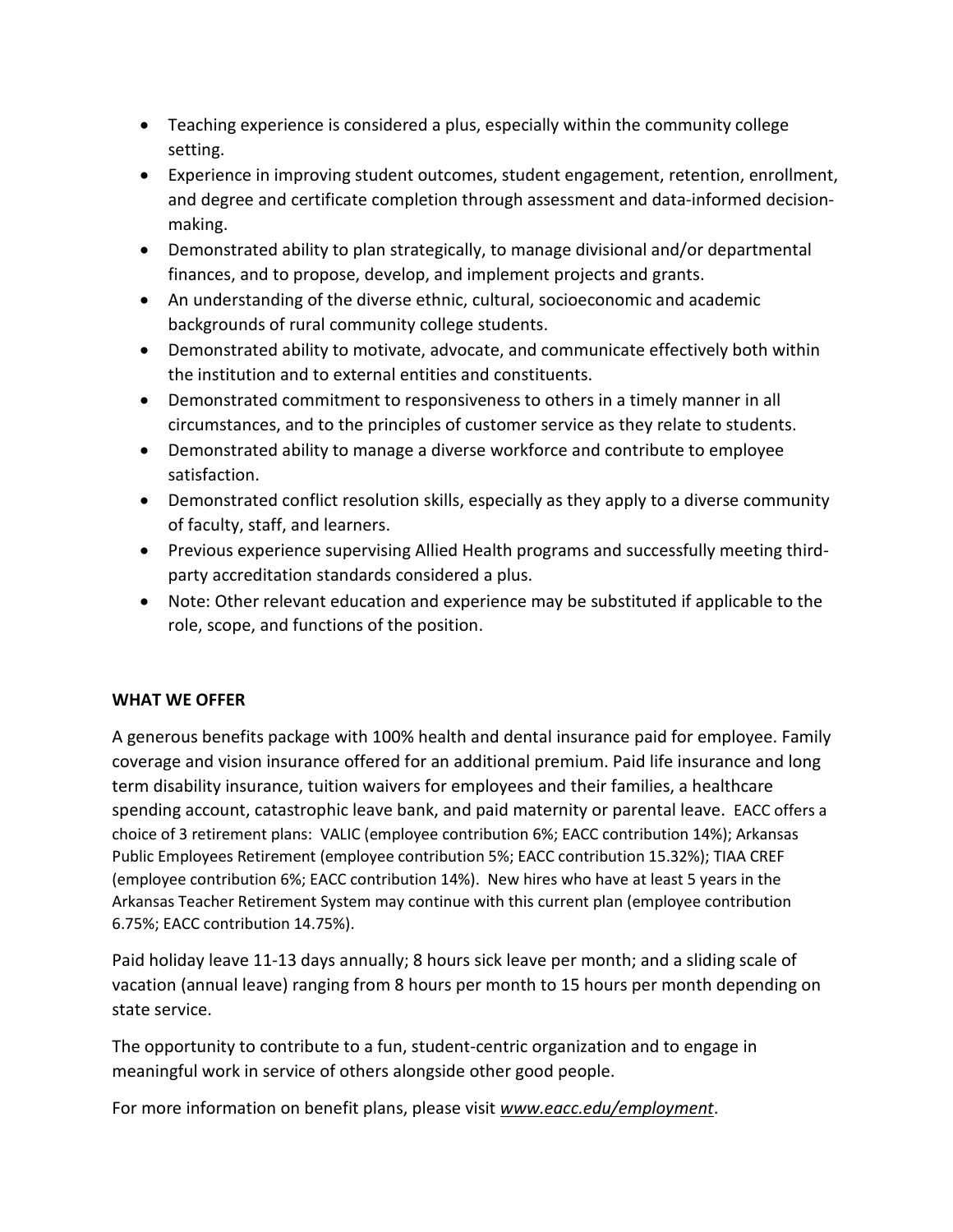- Teaching experience is considered a plus, especially within the community college setting.
- Experience in improving student outcomes, student engagement, retention, enrollment, and degree and certificate completion through assessment and data-informed decision-making.
- Demonstrated ability to plan strategically, to manage divisional and/or departmental finances, and to propose, develop, and implement projects and grants.
- An understanding of the diverse ethnic, cultural, socioeconomic and academic backgrounds of rural community college students.
- Demonstrated ability to motivate, advocate, and communicate effectively both within the institution and to external entities and constituents.
- Demonstrated commitment to responsiveness to others in a timely manner in all circumstances, and to the principles of customer service as they relate to students.
- Demonstrated ability to manage a diverse workforce and contribute to employee satisfaction.
- Demonstrated conflict resolution skills, especially as they apply to a diverse community of faculty, staff, and learners.
- Previous experience supervising Allied Health programs and successfully meeting third-party accreditation standards considered a plus.
- Note: Other relevant education and experience may be substituted if applicable to the role, scope, and functions of the position.

**WHAT WE OFFER**

A generous benefits package with 100% health and dental insurance paid for employee. Family coverage and vision insurance offered for an additional premium. Paid life insurance and long term disability insurance, tuition waivers for employees and their families, a healthcare spending account, catastrophic leave bank, and paid maternity or parental leave. EACC offers a choice of 3 retirement plans: VALIC (employee contribution 6%; EACC contribution 14%); Arkansas Public Employees Retirement (employee contribution 5%; EACC contribution 15.32%); TIAA CREF (employee contribution 6%; EACC contribution 14%). New hires who have at least 5 years in the Arkansas Teacher Retirement System may continue with this current plan (employee contribution 6.75%; EACC contribution 14.75%).

Paid holiday leave 11-13 days annually; 8 hours sick leave per month; and a sliding scale of vacation (annual leave) ranging from 8 hours per month to 15 hours per month depending on state service.

The opportunity to contribute to a fun, student-centric organization and to engage in meaningful work in service of others alongside other good people.

For more information on benefit plans, please visit *www.eacc.edu/employment*.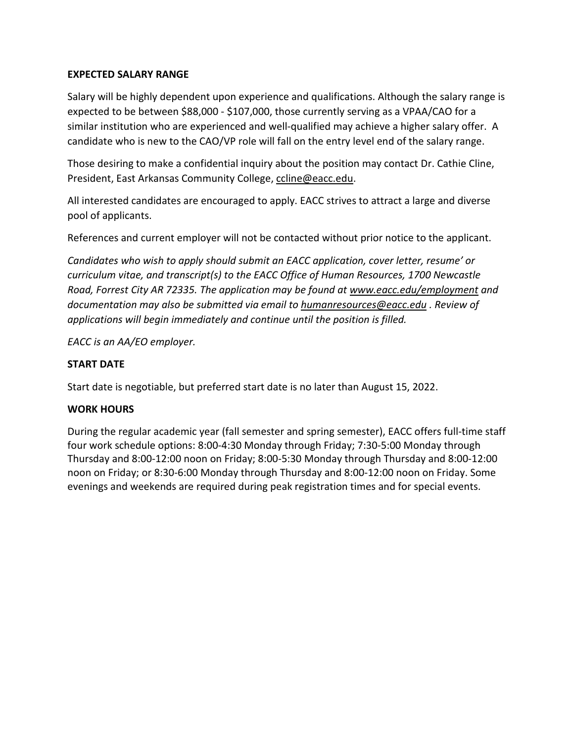### EXPECTED SALARY RANGE

Salary will be highly dependent upon experience and qualifications. Although the salary range is expected to be between $88,000 - $107,000, those currently serving as a VPAA/CAO for a similar institution who are experienced and well-qualified may achieve a higher salary offer. A candidate who is new to the CAO/VP role will fall on the entry level end of the salary range.

Those desiring to make a confidential inquiry about the position may contact Dr. Cathie Cline, President, East Arkansas Community College, ccline@eacc.edu.

All interested candidates are encouraged to apply. EACC strives to attract a large and diverse pool of applicants.

References and current employer will not be contacted without prior notice to the applicant.

*Candidates who wish to apply should submit an EACC application, cover letter, resume' or curriculum vitae, and transcript(s) to the EACC Office of Human Resources, 1700 Newcastle Road, Forrest City AR 72335. The application may be found at www.eacc.edu/employment and documentation may also be submitted via email to humanresources@eacc.edu . Review of applications will begin immediately and continue until the position is filled.*

*EACC is an AA/EO employer.*

### START DATE

Start date is negotiable, but preferred start date is no later than August 15, 2022.

### WORK HOURS

During the regular academic year (fall semester and spring semester), EACC offers full-time staff four work schedule options: 8:00-4:30 Monday through Friday; 7:30-5:00 Monday through Thursday and 8:00-12:00 noon on Friday; 8:00-5:30 Monday through Thursday and 8:00-12:00 noon on Friday; or 8:30-6:00 Monday through Thursday and 8:00-12:00 noon on Friday. Some evenings and weekends are required during peak registration times and for special events.